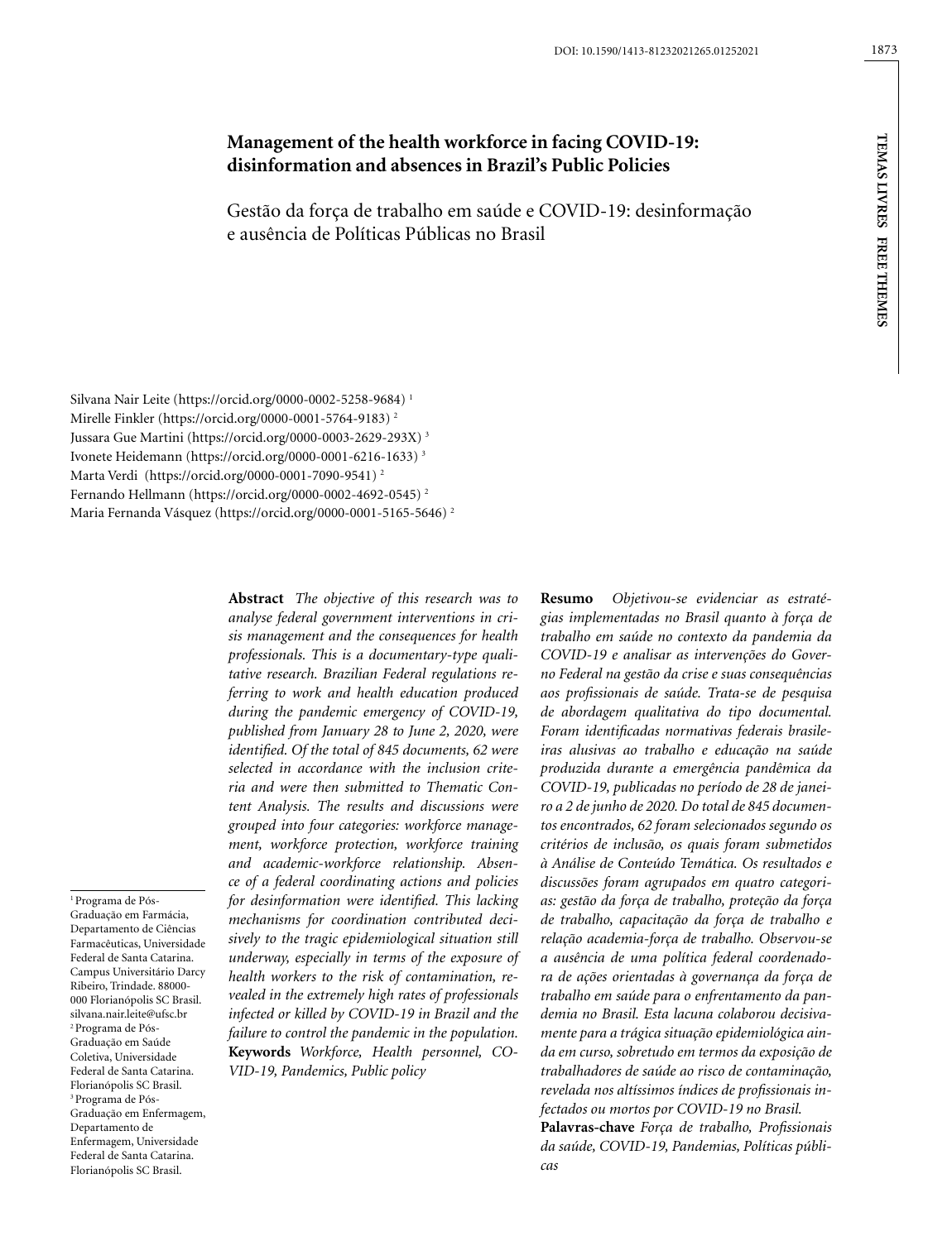# Management of the health workforce in facing COVID-19: disinformation and absences in Brazil's Public Policies

Gestão da força de trabalho em saúde e COVID-19: desinformação e ausência de Políticas Públicas no Brasil

Silvana Nair Leite (https://orcid.org/0000-0002-5258-9684) [1]
Mirelle Finkler (https://orcid.org/0000-0001-5764-9183) [2]
Jussara Gue Martini (https://orcid.org/0000-0003-2629-293X) [3]
Ivonete Heidemann (https://orcid.org/0000-0001-6216-1633) [3]
Marta Verdi (https://orcid.org/0000-0001-7090-9541) [2]
Fernando Hellmann (https://orcid.org/0000-0002-4692-0545) [2]
Maria Fernanda Vásquez (https://orcid.org/0000-0001-5165-5646) [2]

[1] Programa de Pós-Graduação em Farmácia, Departamento de Ciências Farmacêuticas, Universidade Federal de Santa Catarina. Campus Universitário Darcy Ribeiro, Trindade. 88000-000 Florianópolis SC Brasil. silvana.nair.leite@ufsc.br
[2] Programa de Pós-Graduação em Saúde Coletiva, Universidade Federal de Santa Catarina. Florianópolis SC Brasil.
[3] Programa de Pós-Graduação em Enfermagem, Departamento de Enfermagem, Universidade Federal de Santa Catarina. Florianópolis SC Brasil.

**Abstract** *The objective of this research was to analyse federal government interventions in crisis management and the consequences for health professionals. This is a documentary-type qualitative research. Brazilian Federal regulations referring to work and health education produced during the pandemic emergency of COVID-19, published from January 28 to June 2, 2020, were identified. Of the total of 845 documents, 62 were selected in accordance with the inclusion criteria and were then submitted to Thematic Content Analysis. The results and discussions were grouped into four categories: workforce management, workforce protection, workforce training and academic-workforce relationship. Absence of a federal coordinating actions and policies for desinformation were identified. This lacking mechanisms for coordination contributed decisively to the tragic epidemiological situation still underway, especially in terms of the exposure of health workers to the risk of contamination, revealed in the extremely high rates of professionals infected or killed by COVID-19 in Brazil and the failure to control the pandemic in the population.*
**Keywords** *Workforce, Health personnel, COVID-19, Pandemics, Public policy*

**Resumo** *Objetivou-se evidenciar as estratégias implementadas no Brasil quanto à força de trabalho em saúde no contexto da pandemia da COVID-19 e analisar as intervenções do Governo Federal na gestão da crise e suas consequências aos profissionais de saúde. Trata-se de pesquisa de abordagem qualitativa do tipo documental. Foram identificadas normativas federais brasileiras alusivas ao trabalho e educação na saúde produzida durante a emergência pandêmica da COVID-19, publicadas no período de 28 de janeiro a 2 de junho de 2020. Do total de 845 documentos encontrados, 62 foram selecionados segundo os critérios de inclusão, os quais foram submetidos à Análise de Conteúdo Temática. Os resultados e discussões foram agrupados em quatro categorias: gestão da força de trabalho, proteção da força de trabalho, capacitação da força de trabalho e relação academia-força de trabalho. Observou-se a ausência de uma política federal coordenadora de ações orientadas à governança da força de trabalho em saúde para o enfrentamento da pandemia no Brasil. Esta lacuna colaborou decisivamente para a trágica situação epidemiológica ainda em curso, sobretudo em termos da exposição de trabalhadores de saúde ao risco de contaminação, revelada nos altíssimos índices de profissionais infectados ou mortos por COVID-19 no Brasil.*
**Palavras-chave** *Força de trabalho, Profissionais da saúde, COVID-19, Pandemias, Políticas públicas*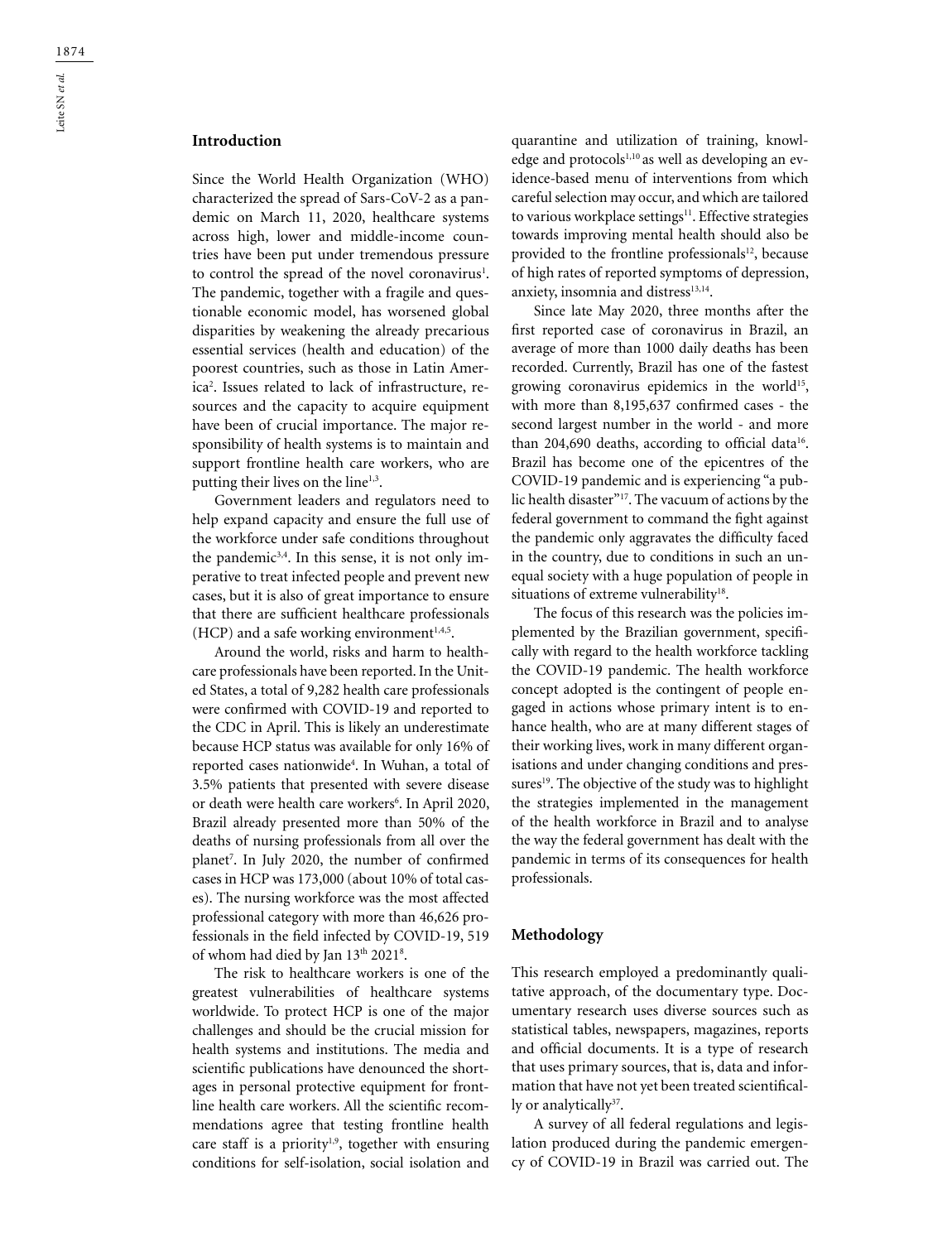## Introduction

Since the World Health Organization (WHO) characterized the spread of Sars-CoV-2 as a pandemic on March 11, 2020, healthcare systems across high, lower and middle-income countries have been put under tremendous pressure to control the spread of the novel coronavirus[1]. The pandemic, together with a fragile and questionable economic model, has worsened global disparities by weakening the already precarious essential services (health and education) of the poorest countries, such as those in Latin America[2]. Issues related to lack of infrastructure, resources and the capacity to acquire equipment have been of crucial importance. The major responsibility of health systems is to maintain and support frontline health care workers, who are putting their lives on the line[1,3].

Government leaders and regulators need to help expand capacity and ensure the full use of the workforce under safe conditions throughout the pandemic[3,4]. In this sense, it is not only imperative to treat infected people and prevent new cases, but it is also of great importance to ensure that there are sufficient healthcare professionals (HCP) and a safe working environment[1,4,5].

Around the world, risks and harm to healthcare professionals have been reported. In the United States, a total of 9,282 health care professionals were confirmed with COVID-19 and reported to the CDC in April. This is likely an underestimate because HCP status was available for only 16% of reported cases nationwide[4]. In Wuhan, a total of 3.5% patients that presented with severe disease or death were health care workers[6]. In April 2020, Brazil already presented more than 50% of the deaths of nursing professionals from all over the planet[7]. In July 2020, the number of confirmed cases in HCP was 173,000 (about 10% of total cases). The nursing workforce was the most affected professional category with more than 46,626 professionals in the field infected by COVID-19, 519 of whom had died by Jan 13th 2021[8].

The risk to healthcare workers is one of the greatest vulnerabilities of healthcare systems worldwide. To protect HCP is one of the major challenges and should be the crucial mission for health systems and institutions. The media and scientific publications have denounced the shortages in personal protective equipment for frontline health care workers. All the scientific recommendations agree that testing frontline health care staff is a priority[1,9], together with ensuring conditions for self-isolation, social isolation and quarantine and utilization of training, knowledge and protocols[1,10] as well as developing an evidence-based menu of interventions from which careful selection may occur, and which are tailored to various workplace settings[11]. Effective strategies towards improving mental health should also be provided to the frontline professionals[12], because of high rates of reported symptoms of depression, anxiety, insomnia and distress[13,14].

Since late May 2020, three months after the first reported case of coronavirus in Brazil, an average of more than 1000 daily deaths has been recorded. Currently, Brazil has one of the fastest growing coronavirus epidemics in the world[15], with more than 8,195,637 confirmed cases - the second largest number in the world - and more than 204,690 deaths, according to official data[16]. Brazil has become one of the epicentres of the COVID-19 pandemic and is experiencing "a public health disaster"[17]. The vacuum of actions by the federal government to command the fight against the pandemic only aggravates the difficulty faced in the country, due to conditions in such an unequal society with a huge population of people in situations of extreme vulnerability[18].

The focus of this research was the policies implemented by the Brazilian government, specifically with regard to the health workforce tackling the COVID-19 pandemic. The health workforce concept adopted is the contingent of people engaged in actions whose primary intent is to enhance health, who are at many different stages of their working lives, work in many different organisations and under changing conditions and pressures[19]. The objective of the study was to highlight the strategies implemented in the management of the health workforce in Brazil and to analyse the way the federal government has dealt with the pandemic in terms of its consequences for health professionals.

## Methodology

This research employed a predominantly qualitative approach, of the documentary type. Documentary research uses diverse sources such as statistical tables, newspapers, magazines, reports and official documents. It is a type of research that uses primary sources, that is, data and information that have not yet been treated scientifically or analytically[37].

A survey of all federal regulations and legislation produced during the pandemic emergency of COVID-19 in Brazil was carried out. The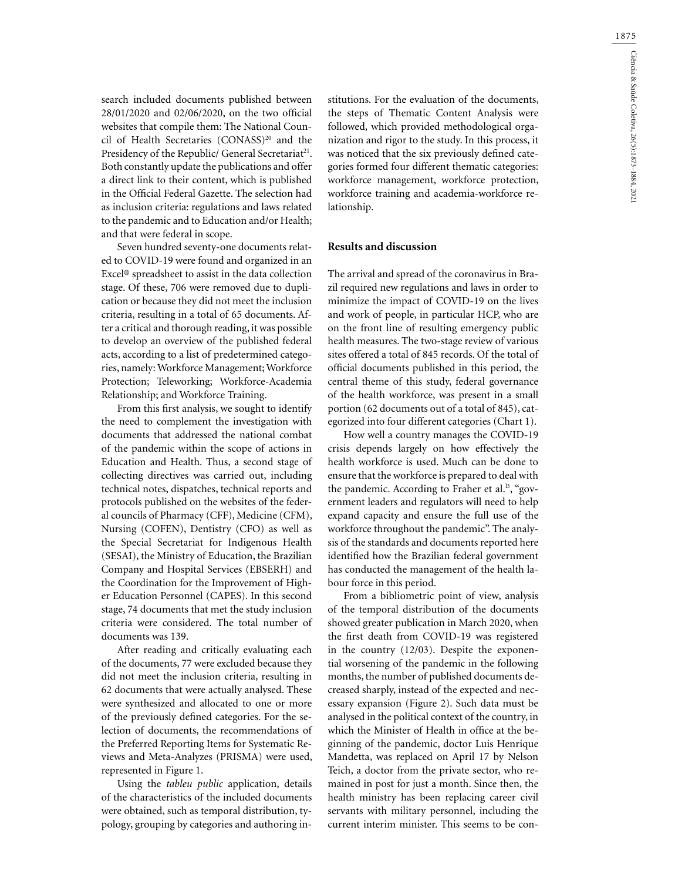search included documents published between 28/01/2020 and 02/06/2020, on the two official websites that compile them: The National Council of Health Secretaries (CONASS)[20] and the Presidency of the Republic/ General Secretariat[21]. Both constantly update the publications and offer a direct link to their content, which is published in the Official Federal Gazette. The selection had as inclusion criteria: regulations and laws related to the pandemic and to Education and/or Health; and that were federal in scope.

Seven hundred seventy-one documents related to COVID-19 were found and organized in an Excel® spreadsheet to assist in the data collection stage. Of these, 706 were removed due to duplication or because they did not meet the inclusion criteria, resulting in a total of 65 documents. After a critical and thorough reading, it was possible to develop an overview of the published federal acts, according to a list of predetermined categories, namely: Workforce Management; Workforce Protection; Teleworking; Workforce-Academia Relationship; and Workforce Training.

From this first analysis, we sought to identify the need to complement the investigation with documents that addressed the national combat of the pandemic within the scope of actions in Education and Health. Thus, a second stage of collecting directives was carried out, including technical notes, dispatches, technical reports and protocols published on the websites of the federal councils of Pharmacy (CFF), Medicine (CFM), Nursing (COFEN), Dentistry (CFO) as well as the Special Secretariat for Indigenous Health (SESAI), the Ministry of Education, the Brazilian Company and Hospital Services (EBSERH) and the Coordination for the Improvement of Higher Education Personnel (CAPES). In this second stage, 74 documents that met the study inclusion criteria were considered. The total number of documents was 139.

After reading and critically evaluating each of the documents, 77 were excluded because they did not meet the inclusion criteria, resulting in 62 documents that were actually analysed. These were synthesized and allocated to one or more of the previously defined categories. For the selection of documents, the recommendations of the Preferred Reporting Items for Systematic Reviews and Meta-Analyzes (PRISMA) were used, represented in Figure 1.

Using the *tableu public* application, details of the characteristics of the included documents were obtained, such as temporal distribution, typology, grouping by categories and authoring institutions. For the evaluation of the documents, the steps of Thematic Content Analysis were followed, which provided methodological organization and rigor to the study. In this process, it was noticed that the six previously defined categories formed four different thematic categories: workforce management, workforce protection, workforce training and academia-workforce relationship.

## Results and discussion

The arrival and spread of the coronavirus in Brazil required new regulations and laws in order to minimize the impact of COVID-19 on the lives and work of people, in particular HCP, who are on the front line of resulting emergency public health measures. The two-stage review of various sites offered a total of 845 records. Of the total of official documents published in this period, the central theme of this study, federal governance of the health workforce, was present in a small portion (62 documents out of a total of 845), categorized into four different categories (Chart 1).

How well a country manages the COVID-19 crisis depends largely on how effectively the health workforce is used. Much can be done to ensure that the workforce is prepared to deal with the pandemic. According to Fraher et al.[15], "government leaders and regulators will need to help expand capacity and ensure the full use of the workforce throughout the pandemic". The analysis of the standards and documents reported here identified how the Brazilian federal government has conducted the management of the health labour force in this period.

From a bibliometric point of view, analysis of the temporal distribution of the documents showed greater publication in March 2020, when the first death from COVID-19 was registered in the country (12/03). Despite the exponential worsening of the pandemic in the following months, the number of published documents decreased sharply, instead of the expected and necessary expansion (Figure 2). Such data must be analysed in the political context of the country, in which the Minister of Health in office at the beginning of the pandemic, doctor Luis Henrique Mandetta, was replaced on April 17 by Nelson Teich, a doctor from the private sector, who remained in post for just a month. Since then, the health ministry has been replacing career civil servants with military personnel, including the current interim minister. This seems to be con-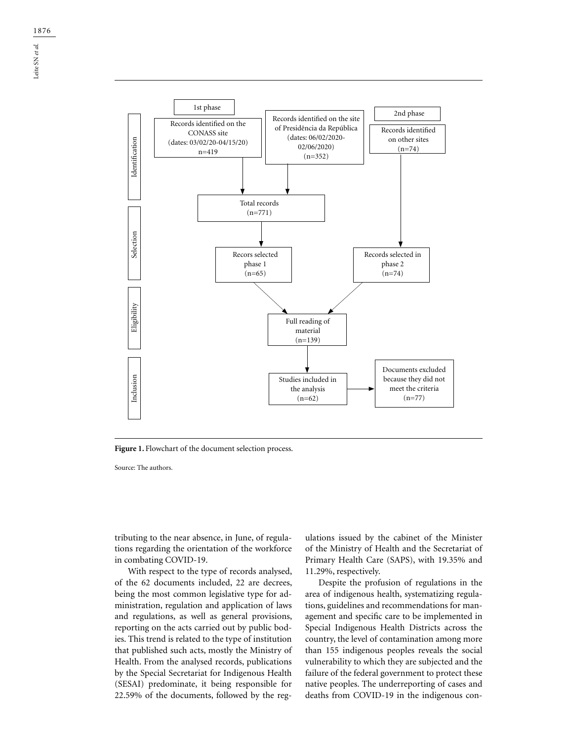1st phase

Records identified on the CONASS site (dates: 03/02/20-04/15/20) n=419

Records identified on the site of Presidência da República (dates: 06/02/2020-02/06/2020) (n=352)

2nd phase

Records identified on other sites (n=74)

Identification

Total records (n=771)

Selection

Recors selected phase 1 (n=65)

Records selected in phase 2 (n=74)

Eligibility

Full reading of material (n=139)

Inclusion

Studies included in the analysis (n=62)

Documents excluded because they did not meet the criteria (n=77)

**Figure 1.** Flowchart of the document selection process.

Source: The authors.

tributing to the near absence, in June, of regulations regarding the orientation of the workforce in combating COVID-19.

With respect to the type of records analysed, of the 62 documents included, 22 are decrees, being the most common legislative type for administration, regulation and application of laws and regulations, as well as general provisions, reporting on the acts carried out by public bodies. This trend is related to the type of institution that published such acts, mostly the Ministry of Health. From the analysed records, publications by the Special Secretariat for Indigenous Health (SESAI) predominate, it being responsible for 22.59% of the documents, followed by the regulations issued by the cabinet of the Minister of the Ministry of Health and the Secretariat of Primary Health Care (SAPS), with 19.35% and 11.29%, respectively.

Despite the profusion of regulations in the area of indigenous health, systematizing regulations, guidelines and recommendations for management and specific care to be implemented in Special Indigenous Health Districts across the country, the level of contamination among more than 155 indigenous peoples reveals the social vulnerability to which they are subjected and the failure of the federal government to protect these native peoples. The underreporting of cases and deaths from COVID-19 in the indigenous con-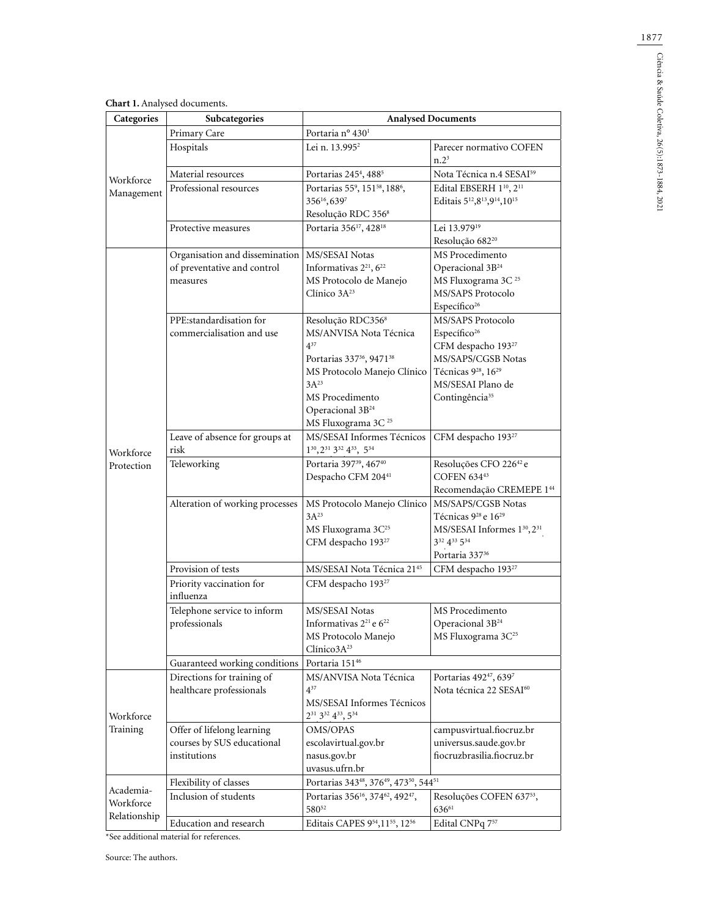**Chart 1.** Analysed documents.

| Categories | Subcategories | Analysed Documents | |
|---|---|---|---|
| Workforce Management | Primary Care | Portaria nº 430[1] | |
| | Hospitals | Lei n. 13.995[2] | Parecer normativo COFEN n.2[3] |
| | Material resources | Portarias 245[4], 488[5] | Nota Técnica n.4 SESAI[59] |
| | Professional resources | Portarias 55[9], 151[58], 188[6], 356[16], 639[7] Resolução RDC 356[8] | Edital EBSERH 1[10], 2[11] Editais 5[12],8[13],9[14],10[15] |
| | Protective measures | Portaria 356[17], 428[18] | Lei 13.979[19] Resolução 682[20] |
| Workforce Protection | Organisation and dissemination of preventative and control measures | MS/SESAI Notas Informativas 2[21], 6[22] MS Protocolo de Manejo Clínico 3A[23] | MS Procedimento Operacional 3B[24] MS Fluxograma 3C [25] MS/SAPS Protocolo Específico[26] |
| | PPE:standardisation for commercialisation and use | Resolução RDC356[8] MS/ANVISA Nota Técnica 4[37] Portarias 337[36], 9471[38] MS Protocolo Manejo Clínico 3A[23] MS Procedimento Operacional 3B[24] MS Fluxograma 3C [25] | MS/SAPS Protocolo Específico[26] CFM despacho 193[27] MS/SAPS/CGSB Notas Técnicas 9[28], 16[29] MS/SESAI Plano de Contingência[35] |
| | Leave of absence for groups at risk | MS/SESAI Informes Técnicos 1[30], 2[31] 3[32] 4[33], 5[34] | CFM despacho 193[27] |
| | Teleworking | Portaria 397[39], 467[40] Despacho CFM 204[41] | Resoluções CFO 226[42] e COFEN 634[43] Recomendação CREMEPE 1[44] |
| | Alteration of working processes | MS Protocolo Manejo Clínico 3A[23] MS Fluxograma 3C[25] CFM despacho 193[27] | MS/SAPS/CGSB Notas Técnicas 9[28] e 16[29] MS/SESAI Informes 1[30], 2[31], 3[32] 4[33] 5[34] Portaria 337[36] |
| | Provision of tests | MS/SESAI Nota Técnica 21[45] | CFM despacho 193[27] |
| | Priority vaccination for influenza | CFM despacho 193[27] | |
| | Telephone service to inform professionals | MS/SESAI Notas Informativas 2[21] e 6[22] MS Protocolo Manejo Clínico3A[23] | MS Procedimento Operacional 3B[24] MS Fluxograma 3C[25] |
| | Guaranteed working conditions | Portaria 151[46] | |
| Workforce Training | Directions for training of healthcare professionals | MS/ANVISA Nota Técnica 4[37] MS/SESAI Informes Técnicos 2[31] 3[32] 4[33], 5[34] | Portarias 492[47], 639[7] Nota técnica 22 SESAI[60] |
| | Offer of lifelong learning courses by SUS educational institutions | OMS/OPAS escolavirtual.gov.br nasus.gov.br uvasus.ufrn.br | campusvirtual.fiocruz.br universus.saude.gov.br fiocruzbrasilia.fiocruz.br |
| Academia-Workforce Relationship | Flexibility of classes | Portarias 343[48], 376[49], 473[50], 544[51] | |
| | Inclusion of students | Portarias 356[16], 374[62], 492[47], 580[52] | Resoluções COFEN 637[53], 636[61] |
| | Education and research | Editais CAPES 9[54],11[55], 12[56] | Edital CNPq 7[57] |

*See additional material for references.

Source: The authors.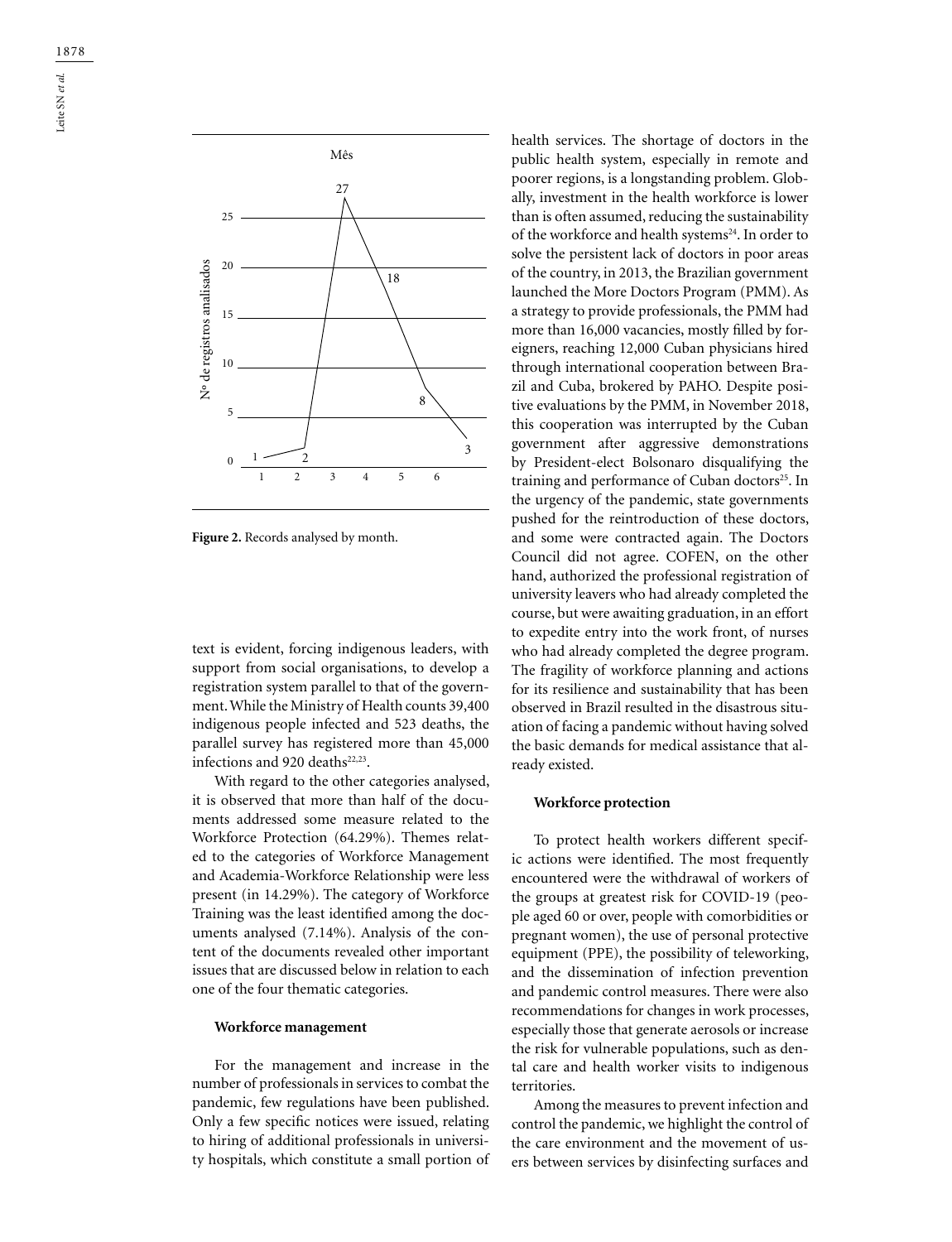Mês

27

25

20

18

15

10

8

5

3

0

1

2

1 2 3 4 5 6

Nº de registros analisados

**Figure 2.** Records analysed by month.

text is evident, forcing indigenous leaders, with support from social organisations, to develop a registration system parallel to that of the government. While the Ministry of Health counts 39,400 indigenous people infected and 523 deaths, the parallel survey has registered more than 45,000 infections and 920 deaths[22,23].

With regard to the other categories analysed, it is observed that more than half of the documents addressed some measure related to the Workforce Protection (64.29%). Themes related to the categories of Workforce Management and Academia-Workforce Relationship were less present (in 14.29%). The category of Workforce Training was the least identified among the documents analysed (7.14%). Analysis of the content of the documents revealed other important issues that are discussed below in relation to each one of the four thematic categories.

### Workforce management

For the management and increase in the number of professionals in services to combat the pandemic, few regulations have been published. Only a few specific notices were issued, relating to hiring of additional professionals in university hospitals, which constitute a small portion of health services. The shortage of doctors in the public health system, especially in remote and poorer regions, is a longstanding problem. Globally, investment in the health workforce is lower than is often assumed, reducing the sustainability of the workforce and health systems[24]. In order to solve the persistent lack of doctors in poor areas of the country, in 2013, the Brazilian government launched the More Doctors Program (PMM). As a strategy to provide professionals, the PMM had more than 16,000 vacancies, mostly filled by foreigners, reaching 12,000 Cuban physicians hired through international cooperation between Brazil and Cuba, brokered by PAHO. Despite positive evaluations by the PMM, in November 2018, this cooperation was interrupted by the Cuban government after aggressive demonstrations by President-elect Bolsonaro disqualifying the training and performance of Cuban doctors[25]. In the urgency of the pandemic, state governments pushed for the reintroduction of these doctors, and some were contracted again. The Doctors Council did not agree. COFEN, on the other hand, authorized the professional registration of university leavers who had already completed the course, but were awaiting graduation, in an effort to expedite entry into the work front, of nurses who had already completed the degree program. The fragility of workforce planning and actions for its resilience and sustainability that has been observed in Brazil resulted in the disastrous situation of facing a pandemic without having solved the basic demands for medical assistance that already existed.

### Workforce protection

To protect health workers different specific actions were identified. The most frequently encountered were the withdrawal of workers of the groups at greatest risk for COVID-19 (people aged 60 or over, people with comorbidities or pregnant women), the use of personal protective equipment (PPE), the possibility of teleworking, and the dissemination of infection prevention and pandemic control measures. There were also recommendations for changes in work processes, especially those that generate aerosols or increase the risk for vulnerable populations, such as dental care and health worker visits to indigenous territories.

Among the measures to prevent infection and control the pandemic, we highlight the control of the care environment and the movement of users between services by disinfecting surfaces and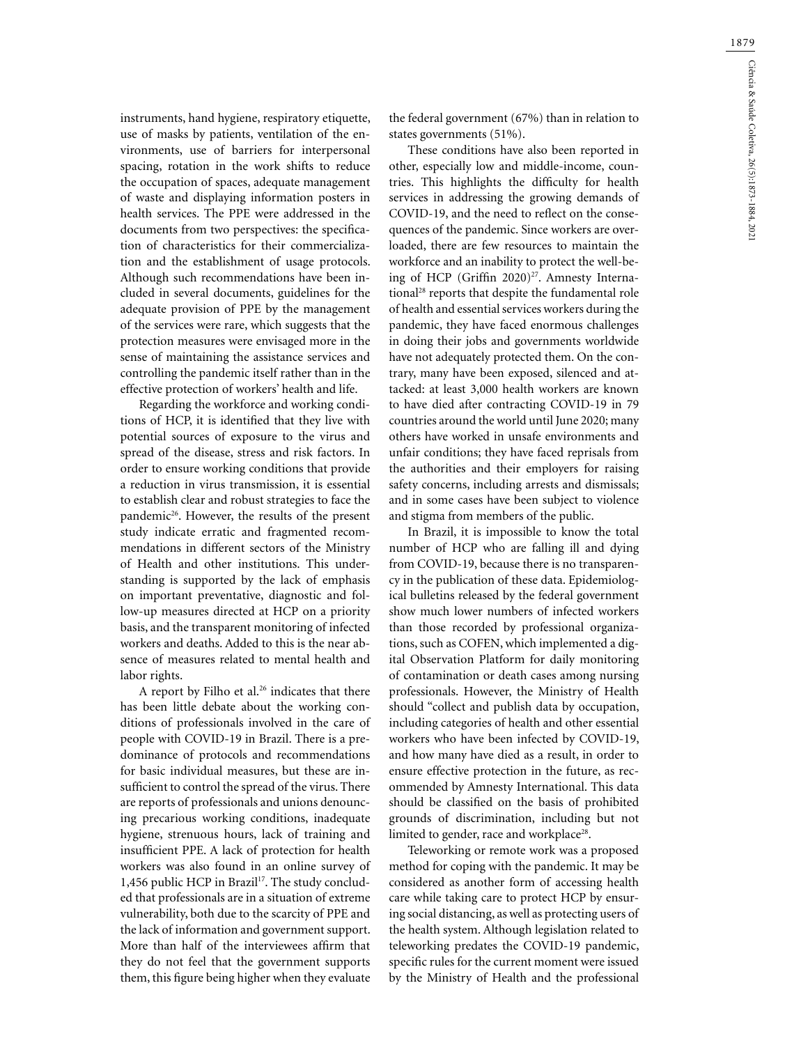instruments, hand hygiene, respiratory etiquette, use of masks by patients, ventilation of the environments, use of barriers for interpersonal spacing, rotation in the work shifts to reduce the occupation of spaces, adequate management of waste and displaying information posters in health services. The PPE were addressed in the documents from two perspectives: the specification of characteristics for their commercialization and the establishment of usage protocols. Although such recommendations have been included in several documents, guidelines for the adequate provision of PPE by the management of the services were rare, which suggests that the protection measures were envisaged more in the sense of maintaining the assistance services and controlling the pandemic itself rather than in the effective protection of workers' health and life.

Regarding the workforce and working conditions of HCP, it is identified that they live with potential sources of exposure to the virus and spread of the disease, stress and risk factors. In order to ensure working conditions that provide a reduction in virus transmission, it is essential to establish clear and robust strategies to face the pandemic[26]. However, the results of the present study indicate erratic and fragmented recommendations in different sectors of the Ministry of Health and other institutions. This understanding is supported by the lack of emphasis on important preventative, diagnostic and follow-up measures directed at HCP on a priority basis, and the transparent monitoring of infected workers and deaths. Added to this is the near absence of measures related to mental health and labor rights.

A report by Filho et al.[26] indicates that there has been little debate about the working conditions of professionals involved in the care of people with COVID-19 in Brazil. There is a predominance of protocols and recommendations for basic individual measures, but these are insufficient to control the spread of the virus. There are reports of professionals and unions denouncing precarious working conditions, inadequate hygiene, strenuous hours, lack of training and insufficient PPE. A lack of protection for health workers was also found in an online survey of 1,456 public HCP in Brazil[17]. The study concluded that professionals are in a situation of extreme vulnerability, both due to the scarcity of PPE and the lack of information and government support. More than half of the interviewees affirm that they do not feel that the government supports them, this figure being higher when they evaluate the federal government (67%) than in relation to states governments (51%).

These conditions have also been reported in other, especially low and middle-income, countries. This highlights the difficulty for health services in addressing the growing demands of COVID-19, and the need to reflect on the consequences of the pandemic. Since workers are overloaded, there are few resources to maintain the workforce and an inability to protect the well-being of HCP (Griffin 2020)[27]. Amnesty International[28] reports that despite the fundamental role of health and essential services workers during the pandemic, they have faced enormous challenges in doing their jobs and governments worldwide have not adequately protected them. On the contrary, many have been exposed, silenced and attacked: at least 3,000 health workers are known to have died after contracting COVID-19 in 79 countries around the world until June 2020; many others have worked in unsafe environments and unfair conditions; they have faced reprisals from the authorities and their employers for raising safety concerns, including arrests and dismissals; and in some cases have been subject to violence and stigma from members of the public.

In Brazil, it is impossible to know the total number of HCP who are falling ill and dying from COVID-19, because there is no transparency in the publication of these data. Epidemiological bulletins released by the federal government show much lower numbers of infected workers than those recorded by professional organizations, such as COFEN, which implemented a digital Observation Platform for daily monitoring of contamination or death cases among nursing professionals. However, the Ministry of Health should "collect and publish data by occupation, including categories of health and other essential workers who have been infected by COVID-19, and how many have died as a result, in order to ensure effective protection in the future, as recommended by Amnesty International. This data should be classified on the basis of prohibited grounds of discrimination, including but not limited to gender, race and workplace[28].

Teleworking or remote work was a proposed method for coping with the pandemic. It may be considered as another form of accessing health care while taking care to protect HCP by ensuring social distancing, as well as protecting users of the health system. Although legislation related to teleworking predates the COVID-19 pandemic, specific rules for the current moment were issued by the Ministry of Health and the professional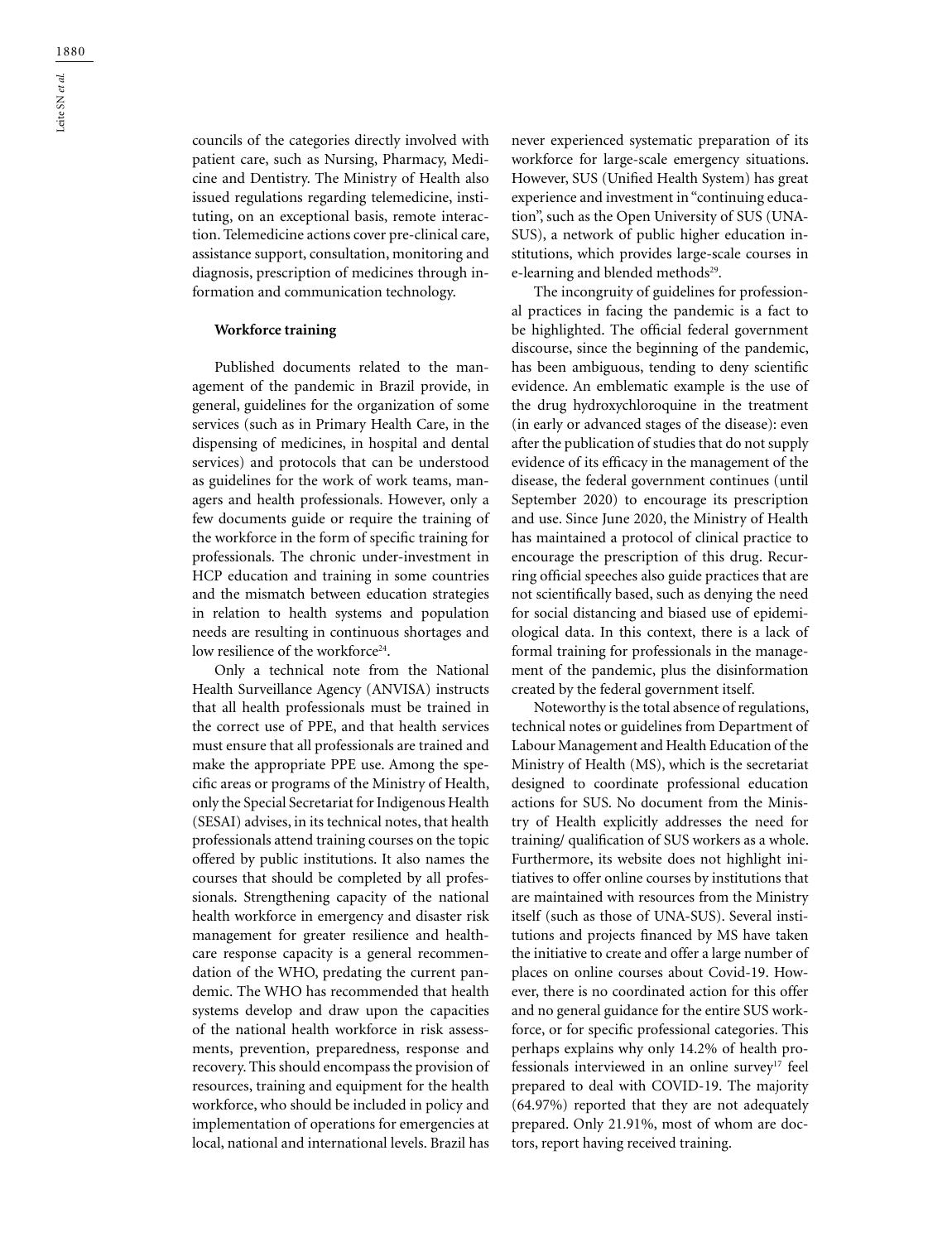councils of the categories directly involved with patient care, such as Nursing, Pharmacy, Medicine and Dentistry. The Ministry of Health also issued regulations regarding telemedicine, instituting, on an exceptional basis, remote interaction. Telemedicine actions cover pre-clinical care, assistance support, consultation, monitoring and diagnosis, prescription of medicines through information and communication technology.

### Workforce training

Published documents related to the management of the pandemic in Brazil provide, in general, guidelines for the organization of some services (such as in Primary Health Care, in the dispensing of medicines, in hospital and dental services) and protocols that can be understood as guidelines for the work of work teams, managers and health professionals. However, only a few documents guide or require the training of the workforce in the form of specific training for professionals. The chronic under-investment in HCP education and training in some countries and the mismatch between education strategies in relation to health systems and population needs are resulting in continuous shortages and low resilience of the workforce[24].

Only a technical note from the National Health Surveillance Agency (ANVISA) instructs that all health professionals must be trained in the correct use of PPE, and that health services must ensure that all professionals are trained and make the appropriate PPE use. Among the specific areas or programs of the Ministry of Health, only the Special Secretariat for Indigenous Health (SESAI) advises, in its technical notes, that health professionals attend training courses on the topic offered by public institutions. It also names the courses that should be completed by all professionals. Strengthening capacity of the national health workforce in emergency and disaster risk management for greater resilience and healthcare response capacity is a general recommendation of the WHO, predating the current pandemic. The WHO has recommended that health systems develop and draw upon the capacities of the national health workforce in risk assessments, prevention, preparedness, response and recovery. This should encompass the provision of resources, training and equipment for the health workforce, who should be included in policy and implementation of operations for emergencies at local, national and international levels. Brazil has never experienced systematic preparation of its workforce for large-scale emergency situations. However, SUS (Unified Health System) has great experience and investment in "continuing education", such as the Open University of SUS (UNA-SUS), a network of public higher education institutions, which provides large-scale courses in e-learning and blended methods[29].

The incongruity of guidelines for professional practices in facing the pandemic is a fact to be highlighted. The official federal government discourse, since the beginning of the pandemic, has been ambiguous, tending to deny scientific evidence. An emblematic example is the use of the drug hydroxychloroquine in the treatment (in early or advanced stages of the disease): even after the publication of studies that do not supply evidence of its efficacy in the management of the disease, the federal government continues (until September 2020) to encourage its prescription and use. Since June 2020, the Ministry of Health has maintained a protocol of clinical practice to encourage the prescription of this drug. Recurring official speeches also guide practices that are not scientifically based, such as denying the need for social distancing and biased use of epidemiological data. In this context, there is a lack of formal training for professionals in the management of the pandemic, plus the disinformation created by the federal government itself.

Noteworthy is the total absence of regulations, technical notes or guidelines from Department of Labour Management and Health Education of the Ministry of Health (MS), which is the secretariat designed to coordinate professional education actions for SUS. No document from the Ministry of Health explicitly addresses the need for training/ qualification of SUS workers as a whole. Furthermore, its website does not highlight initiatives to offer online courses by institutions that are maintained with resources from the Ministry itself (such as those of UNA-SUS). Several institutions and projects financed by MS have taken the initiative to create and offer a large number of places on online courses about Covid-19. However, there is no coordinated action for this offer and no general guidance for the entire SUS workforce, or for specific professional categories. This perhaps explains why only 14.2% of health professionals interviewed in an online survey[17] feel prepared to deal with COVID-19. The majority (64.97%) reported that they are not adequately prepared. Only 21.91%, most of whom are doctors, report having received training.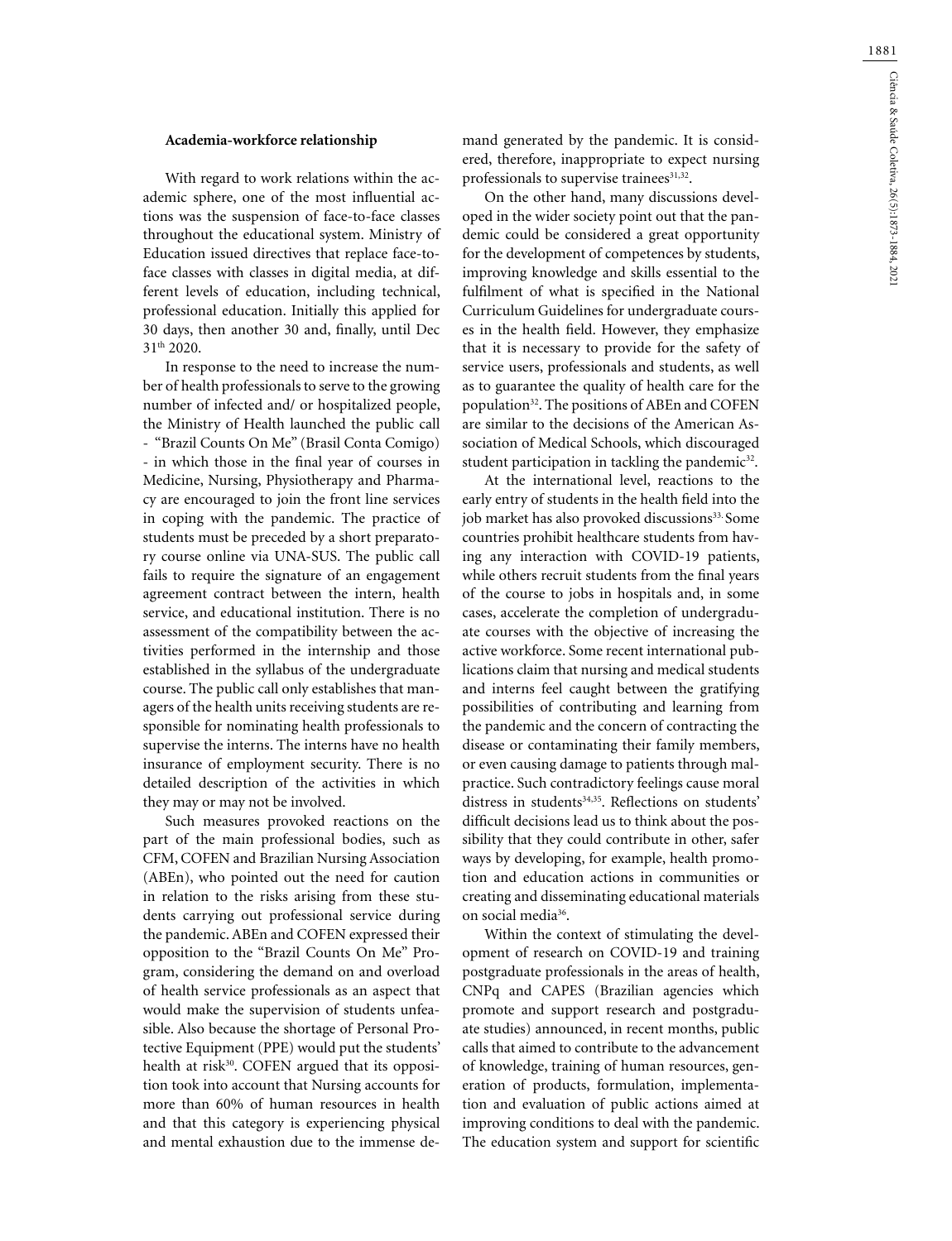**Academia-workforce relationship**

With regard to work relations within the academic sphere, one of the most influential actions was the suspension of face-to-face classes throughout the educational system. Ministry of Education issued directives that replace face-to-face classes with classes in digital media, at different levels of education, including technical, professional education. Initially this applied for 30 days, then another 30 and, finally, until Dec 31th 2020.

In response to the need to increase the number of health professionals to serve to the growing number of infected and/ or hospitalized people, the Ministry of Health launched the public call - "Brazil Counts On Me" (Brasil Conta Comigo) - in which those in the final year of courses in Medicine, Nursing, Physiotherapy and Pharmacy are encouraged to join the front line services in coping with the pandemic. The practice of students must be preceded by a short preparatory course online via UNA-SUS. The public call fails to require the signature of an engagement agreement contract between the intern, health service, and educational institution. There is no assessment of the compatibility between the activities performed in the internship and those established in the syllabus of the undergraduate course. The public call only establishes that managers of the health units receiving students are responsible for nominating health professionals to supervise the interns. The interns have no health insurance of employment security. There is no detailed description of the activities in which they may or may not be involved.

Such measures provoked reactions on the part of the main professional bodies, such as CFM, COFEN and Brazilian Nursing Association (ABEn), who pointed out the need for caution in relation to the risks arising from these students carrying out professional service during the pandemic. ABEn and COFEN expressed their opposition to the "Brazil Counts On Me" Program, considering the demand on and overload of health service professionals as an aspect that would make the supervision of students unfeasible. Also because the shortage of Personal Protective Equipment (PPE) would put the students' health at risk[30]. COFEN argued that its opposition took into account that Nursing accounts for more than 60% of human resources in health and that this category is experiencing physical and mental exhaustion due to the immense demand generated by the pandemic. It is considered, therefore, inappropriate to expect nursing professionals to supervise trainees[31,32].

On the other hand, many discussions developed in the wider society point out that the pandemic could be considered a great opportunity for the development of competences by students, improving knowledge and skills essential to the fulfilment of what is specified in the National Curriculum Guidelines for undergraduate courses in the health field. However, they emphasize that it is necessary to provide for the safety of service users, professionals and students, as well as to guarantee the quality of health care for the population[32]. The positions of ABEn and COFEN are similar to the decisions of the American Association of Medical Schools, which discouraged student participation in tackling the pandemic[32].

At the international level, reactions to the early entry of students in the health field into the job market has also provoked discussions[33]. Some countries prohibit healthcare students from having any interaction with COVID-19 patients, while others recruit students from the final years of the course to jobs in hospitals and, in some cases, accelerate the completion of undergraduate courses with the objective of increasing the active workforce. Some recent international publications claim that nursing and medical students and interns feel caught between the gratifying possibilities of contributing and learning from the pandemic and the concern of contracting the disease or contaminating their family members, or even causing damage to patients through malpractice. Such contradictory feelings cause moral distress in students[34,35]. Reflections on students' difficult decisions lead us to think about the possibility that they could contribute in other, safer ways by developing, for example, health promotion and education actions in communities or creating and disseminating educational materials on social media[36].

Within the context of stimulating the development of research on COVID-19 and training postgraduate professionals in the areas of health, CNPq and CAPES (Brazilian agencies which promote and support research and postgraduate studies) announced, in recent months, public calls that aimed to contribute to the advancement of knowledge, training of human resources, generation of products, formulation, implementation and evaluation of public actions aimed at improving conditions to deal with the pandemic. The education system and support for scientific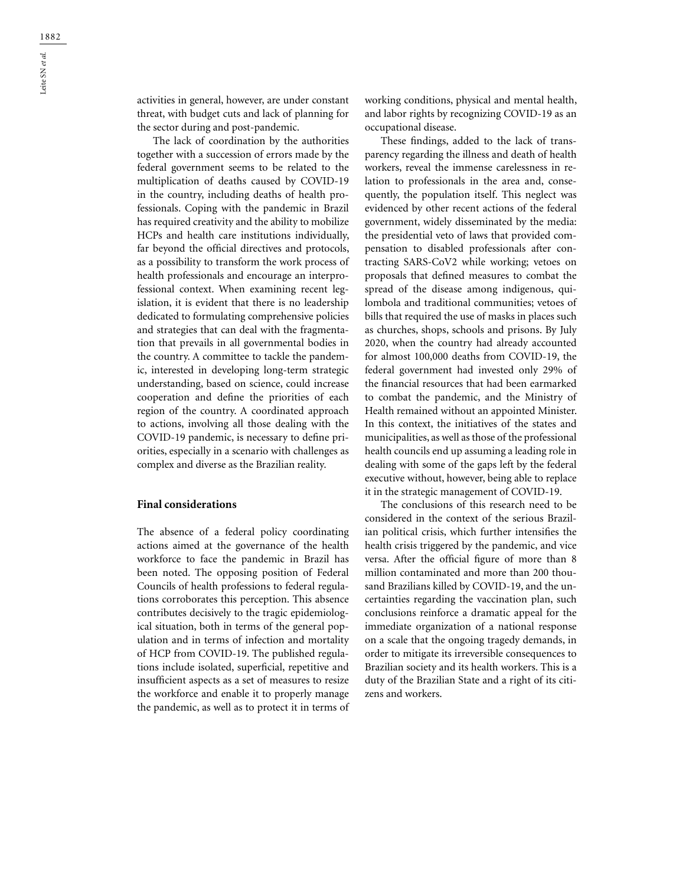activities in general, however, are under constant threat, with budget cuts and lack of planning for the sector during and post-pandemic.

The lack of coordination by the authorities together with a succession of errors made by the federal government seems to be related to the multiplication of deaths caused by COVID-19 in the country, including deaths of health professionals. Coping with the pandemic in Brazil has required creativity and the ability to mobilize HCPs and health care institutions individually, far beyond the official directives and protocols, as a possibility to transform the work process of health professionals and encourage an interprofessional context. When examining recent legislation, it is evident that there is no leadership dedicated to formulating comprehensive policies and strategies that can deal with the fragmentation that prevails in all governmental bodies in the country. A committee to tackle the pandemic, interested in developing long-term strategic understanding, based on science, could increase cooperation and define the priorities of each region of the country. A coordinated approach to actions, involving all those dealing with the COVID-19 pandemic, is necessary to define priorities, especially in a scenario with challenges as complex and diverse as the Brazilian reality.

## Final considerations

The absence of a federal policy coordinating actions aimed at the governance of the health workforce to face the pandemic in Brazil has been noted. The opposing position of Federal Councils of health professions to federal regulations corroborates this perception. This absence contributes decisively to the tragic epidemiological situation, both in terms of the general population and in terms of infection and mortality of HCP from COVID-19. The published regulations include isolated, superficial, repetitive and insufficient aspects as a set of measures to resize the workforce and enable it to properly manage the pandemic, as well as to protect it in terms of working conditions, physical and mental health, and labor rights by recognizing COVID-19 as an occupational disease.

These findings, added to the lack of transparency regarding the illness and death of health workers, reveal the immense carelessness in relation to professionals in the area and, consequently, the population itself. This neglect was evidenced by other recent actions of the federal government, widely disseminated by the media: the presidential veto of laws that provided compensation to disabled professionals after contracting SARS-CoV2 while working; vetoes on proposals that defined measures to combat the spread of the disease among indigenous, quilombola and traditional communities; vetoes of bills that required the use of masks in places such as churches, shops, schools and prisons. By July 2020, when the country had already accounted for almost 100,000 deaths from COVID-19, the federal government had invested only 29% of the financial resources that had been earmarked to combat the pandemic, and the Ministry of Health remained without an appointed Minister. In this context, the initiatives of the states and municipalities, as well as those of the professional health councils end up assuming a leading role in dealing with some of the gaps left by the federal executive without, however, being able to replace it in the strategic management of COVID-19.

The conclusions of this research need to be considered in the context of the serious Brazilian political crisis, which further intensifies the health crisis triggered by the pandemic, and vice versa. After the official figure of more than 8 million contaminated and more than 200 thousand Brazilians killed by COVID-19, and the uncertainties regarding the vaccination plan, such conclusions reinforce a dramatic appeal for the immediate organization of a national response on a scale that the ongoing tragedy demands, in order to mitigate its irreversible consequences to Brazilian society and its health workers. This is a duty of the Brazilian State and a right of its citizens and workers.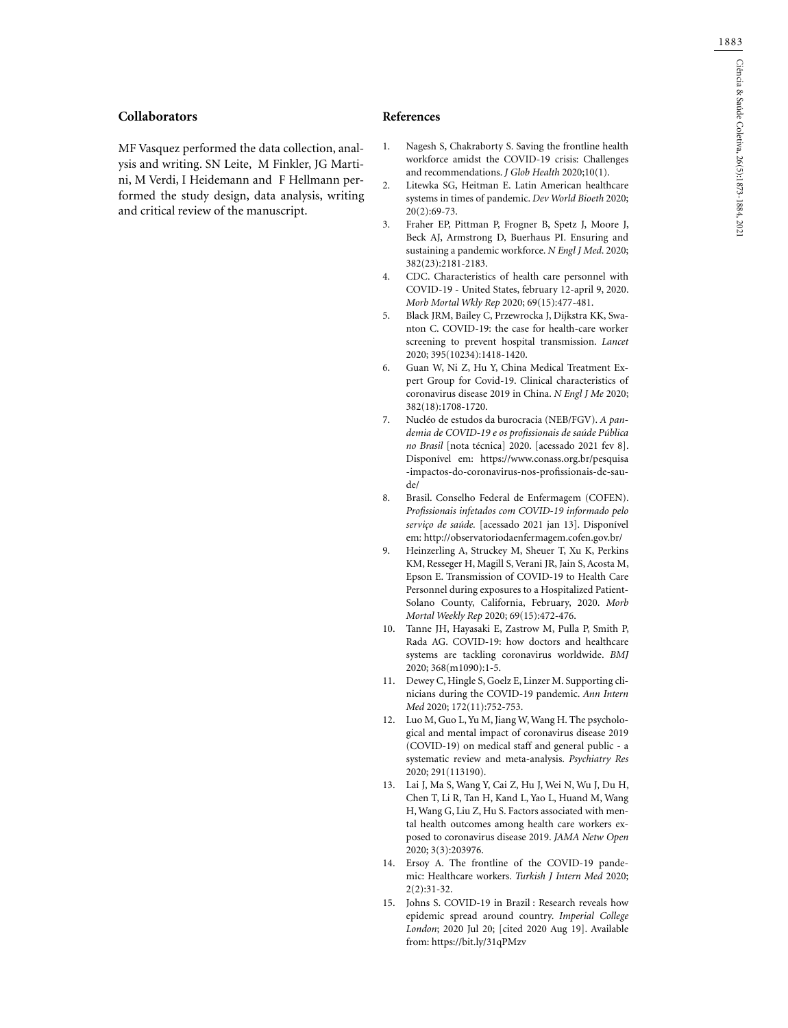## Collaborators

MF Vasquez performed the data collection, analysis and writing. SN Leite, M Finkler, JG Martini, M Verdi, I Heidemann and F Hellmann performed the study design, data analysis, writing and critical review of the manuscript.

## References

1. Nagesh S, Chakraborty S. Saving the frontline health workforce amidst the COVID-19 crisis: Challenges and recommendations. *J Glob Health* 2020;10(1).
2. Litewka SG, Heitman E. Latin American healthcare systems in times of pandemic. *Dev World Bioeth* 2020; 20(2):69-73.
3. Fraher EP, Pittman P, Frogner B, Spetz J, Moore J, Beck AJ, Armstrong D, Buerhaus PI. Ensuring and sustaining a pandemic workforce. *N Engl J Med*. 2020; 382(23):2181-2183.
4. CDC. Characteristics of health care personnel with COVID-19 - United States, february 12-april 9, 2020. *Morb Mortal Wkly Rep* 2020; 69(15):477-481.
5. Black JRM, Bailey C, Przewrocka J, Dijkstra KK, Swanton C. COVID-19: the case for health-care worker screening to prevent hospital transmission. *Lancet* 2020; 395(10234):1418-1420.
6. Guan W, Ni Z, Hu Y, China Medical Treatment Expert Group for Covid-19. Clinical characteristics of coronavirus disease 2019 in China. *N Engl J Me* 2020; 382(18):1708-1720.
7. Nucléo de estudos da burocracia (NEB/FGV). *A pandemia de COVID-19 e os profissionais de saúde Pública no Brasil* [nota técnica] 2020. [acessado 2021 fev 8]. Disponível em: https://www.conass.org.br/pesquisa-impactos-do-coronavirus-nos-profissionais-de-saude/
8. Brasil. Conselho Federal de Enfermagem (COFEN). *Profissionais infetados com COVID-19 informado pelo serviço de saúde.* [acessado 2021 jan 13]. Disponível em: http://observatoriodaenfermagem.cofen.gov.br/
9. Heinzerling A, Struckey M, Sheuer T, Xu K, Perkins KM, Resseger H, Magill S, Verani JR, Jain S, Acosta M, Epson E. Transmission of COVID-19 to Health Care Personnel during exposures to a Hospitalized Patient-Solano County, California, February, 2020. *Morb Mortal Weekly Rep* 2020; 69(15):472-476.
10. Tanne JH, Hayasaki E, Zastrow M, Pulla P, Smith P, Rada AG. COVID-19: how doctors and healthcare systems are tackling coronavirus worldwide. *BMJ* 2020; 368(m1090):1-5.
11. Dewey C, Hingle S, Goelz E, Linzer M. Supporting clinicians during the COVID-19 pandemic. *Ann Intern Med* 2020; 172(11):752-753.
12. Luo M, Guo L, Yu M, Jiang W, Wang H. The psychological and mental impact of coronavirus disease 2019 (COVID-19) on medical staff and general public - a systematic review and meta-analysis. *Psychiatry Res* 2020; 291(113190).
13. Lai J, Ma S, Wang Y, Cai Z, Hu J, Wei N, Wu J, Du H, Chen T, Li R, Tan H, Kand L, Yao L, Huand M, Wang H, Wang G, Liu Z, Hu S. Factors associated with mental health outcomes among health care workers exposed to coronavirus disease 2019. *JAMA Netw Open* 2020; 3(3):203976.
14. Ersoy A. The frontline of the COVID-19 pandemic: Healthcare workers. *Turkish J Intern Med* 2020; 2(2):31-32.
15. Johns S. COVID-19 in Brazil : Research reveals how epidemic spread around country. *Imperial College London*; 2020 Jul 20; [cited 2020 Aug 19]. Available from: https://bit.ly/31qPMzv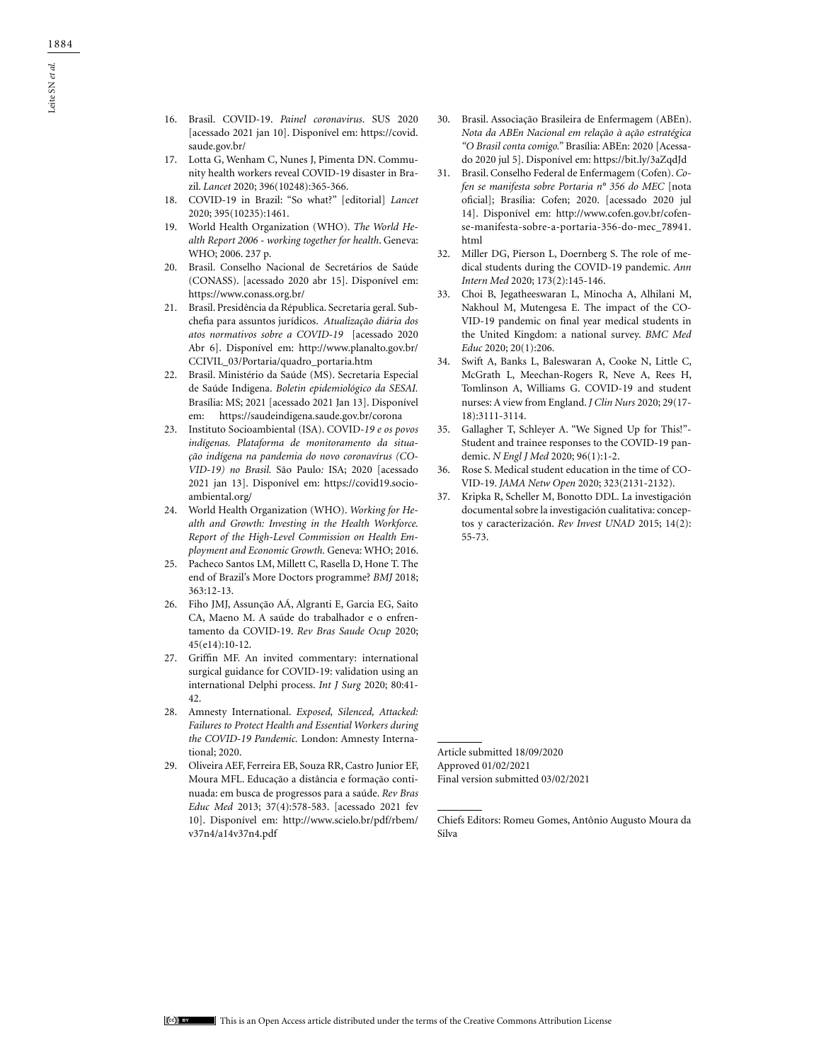16. Brasil. COVID-19. *Painel coronavirus*. SUS 2020 [acessado 2021 jan 10]. Disponível em: https://covid.saude.gov.br/
17. Lotta G, Wenham C, Nunes J, Pimenta DN. Community health workers reveal COVID-19 disaster in Brazil. *Lancet* 2020; 396(10248):365-366.
18. COVID-19 in Brazil: "So what?" [editorial] *Lancet* 2020; 395(10235):1461.
19. World Health Organization (WHO). *The World Health Report 2006 - working together for health*. Geneva: WHO; 2006. 237 p.
20. Brasil. Conselho Nacional de Secretários de Saúde (CONASS). [acessado 2020 abr 15]. Disponível em: https://www.conass.org.br/
21. Brasil. Presidência da Républica. Secretaria geral. Subchefia para assuntos jurídicos. *Atualização diária dos atos normativos sobre a COVID-19* [acessado 2020 Abr 6]. Disponível em: http://www.planalto.gov.br/CCIVIL_03/Portaria/quadro_portaria.htm
22. Brasil. Ministério da Saúde (MS). Secretaria Especial de Saúde Indigena. *Boletin epidemiológico da SESAI.* Brasília: MS; 2021 [acessado 2021 Jan 13]. Disponível em: https://saudeindigena.saude.gov.br/corona
23. Instituto Socioambiental (ISA). COVID*-19 e os povos indígenas. Plataforma de monitoramento da situação indígena na pandemia do novo coronavírus (COVID-19) no Brasil.* São Paulo*:* ISA; 2020 [acessado 2021 jan 13]. Disponível em: https://covid19.socioambiental.org/
24. World Health Organization (WHO). *Working for Health and Growth: Investing in the Health Workforce. Report of the High-Level Commission on Health Employment and Economic Growth.* Geneva: WHO; 2016.
25. Pacheco Santos LM, Millett C, Rasella D, Hone T. The end of Brazil's More Doctors programme? *BMJ* 2018; 363:12-13.
26. Fiho JMJ, Assunção AÁ, Algranti E, Garcia EG, Saito CA, Maeno M. A saúde do trabalhador e o enfrentamento da COVID-19. *Rev Bras Saude Ocup* 2020; 45(e14):10-12.
27. Griffin MF. An invited commentary: international surgical guidance for COVID-19: validation using an international Delphi process. *Int J Surg* 2020; 80:41-42.
28. Amnesty International. *Exposed, Silenced, Attacked: Failures to Protect Health and Essential Workers during the COVID-19 Pandemic.* London: Amnesty International; 2020.
29. Oliveira AEF, Ferreira EB, Souza RR, Castro Junior EF, Moura MFL. Educação a distância e formação continuada: em busca de progressos para a saúde. *Rev Bras Educ Med* 2013; 37(4):578-583. [acessado 2021 fev 10]. Disponível em: http://www.scielo.br/pdf/rbem/v37n4/a14v37n4.pdf
30. Brasil. Associação Brasileira de Enfermagem (ABEn). *Nota da ABEn Nacional em relação à ação estratégica "O Brasil conta comigo."* Brasília: ABEn: 2020 [Acessado 2020 jul 5]. Disponível em: https://bit.ly/3aZqdJd
31. Brasil. Conselho Federal de Enfermagem (Cofen). *Cofen se manifesta sobre Portaria nº 356 do MEC* [nota oficial]; Brasília: Cofen; 2020. [acessado 2020 jul 14]. Disponível em: http://www.cofen.gov.br/cofen-se-manifesta-sobre-a-portaria-356-do-mec_78941.html
32. Miller DG, Pierson L, Doernberg S. The role of medical students during the COVID-19 pandemic. *Ann Intern Med* 2020; 173(2):145-146.
33. Choi B, Jegatheeswaran L, Minocha A, Alhilani M, Nakhoul M, Mutengesa E. The impact of the COVID-19 pandemic on final year medical students in the United Kingdom: a national survey. *BMC Med Educ* 2020; 20(1):206.
34. Swift A, Banks L, Baleswaran A, Cooke N, Little C, McGrath L, Meechan-Rogers R, Neve A, Rees H, Tomlinson A, Williams G. COVID-19 and student nurses: A view from England. *J Clin Nurs* 2020; 29(17-18):3111-3114.
35. Gallagher T, Schleyer A. "We Signed Up for This!"- Student and trainee responses to the COVID-19 pandemic. *N Engl J Med* 2020; 96(1):1-2.
36. Rose S. Medical student education in the time of COVID-19. *JAMA Netw Open* 2020; 323(2131-2132).
37. Kripka R, Scheller M, Bonotto DDL. La investigación documental sobre la investigación cualitativa: conceptos y caracterización. *Rev Invest UNAD* 2015; 14(2): 55-73.

---

Article submitted 18/09/2020
Approved 01/02/2021
Final version submitted 03/02/2021

---

Chiefs Editors: Romeu Gomes, Antônio Augusto Moura da Silva

This is an Open Access article distributed under the terms of the Creative Commons Attribution License